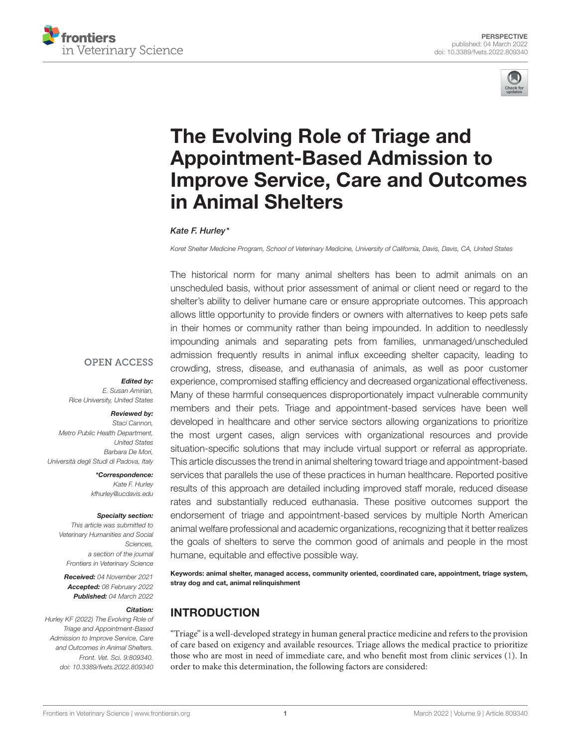PERSPECTIVE
published: 04 March 2022
doi: 10.3389/fvets.2022.809340

# The Evolving Role of Triage and Appointment-Based Admission to Improve Service, Care and Outcomes in Animal Shelters

*Kate F. Hurley\**

*Koret Shelter Medicine Program, School of Veterinary Medicine, University of California, Davis, Davis, CA, United States*

OPEN ACCESS

***Edited by:***
*E. Susan Amirian,*
*Rice University, United States*

***Reviewed by:***
*Staci Cannon,*
*Metro Public Health Department, United States*
*Barbara De Mori,*
*Università degli Studi di Padova, Italy*

***\*Correspondence:***
*Kate F. Hurley*
*kfhurley@ucdavis.edu*

***Specialty section:***
*This article was submitted to Veterinary Humanities and Social Sciences, a section of the journal Frontiers in Veterinary Science*

***Received:*** *04 November 2021*
***Accepted:*** *08 February 2022*
***Published:*** *04 March 2022*

***Citation:***
*Hurley KF (2022) The Evolving Role of Triage and Appointment-Based Admission to Improve Service, Care and Outcomes in Animal Shelters. Front. Vet. Sci. 9:809340. doi: 10.3389/fvets.2022.809340*

The historical norm for many animal shelters has been to admit animals on an unscheduled basis, without prior assessment of animal or client need or regard to the shelter's ability to deliver humane care or ensure appropriate outcomes. This approach allows little opportunity to provide finders or owners with alternatives to keep pets safe in their homes or community rather than being impounded. In addition to needlessly impounding animals and separating pets from families, unmanaged/unscheduled admission frequently results in animal influx exceeding shelter capacity, leading to crowding, stress, disease, and euthanasia of animals, as well as poor customer experience, compromised staffing efficiency and decreased organizational effectiveness. Many of these harmful consequences disproportionately impact vulnerable community members and their pets. Triage and appointment-based services have been well developed in healthcare and other service sectors allowing organizations to prioritize the most urgent cases, align services with organizational resources and provide situation-specific solutions that may include virtual support or referral as appropriate. This article discusses the trend in animal sheltering toward triage and appointment-based services that parallels the use of these practices in human healthcare. Reported positive results of this approach are detailed including improved staff morale, reduced disease rates and substantially reduced euthanasia. These positive outcomes support the endorsement of triage and appointment-based services by multiple North American animal welfare professional and academic organizations, recognizing that it better realizes the goals of shelters to serve the common good of animals and people in the most humane, equitable and effective possible way.

**Keywords: animal shelter, managed access, community oriented, coordinated care, appointment, triage system, stray dog and cat, animal relinquishment**

## INTRODUCTION

"Triage" is a well-developed strategy in human general practice medicine and refers to the provision of care based on exigency and available resources. Triage allows the medical practice to prioritize those who are most in need of immediate care, and who benefit most from clinic services (1). In order to make this determination, the following factors are considered: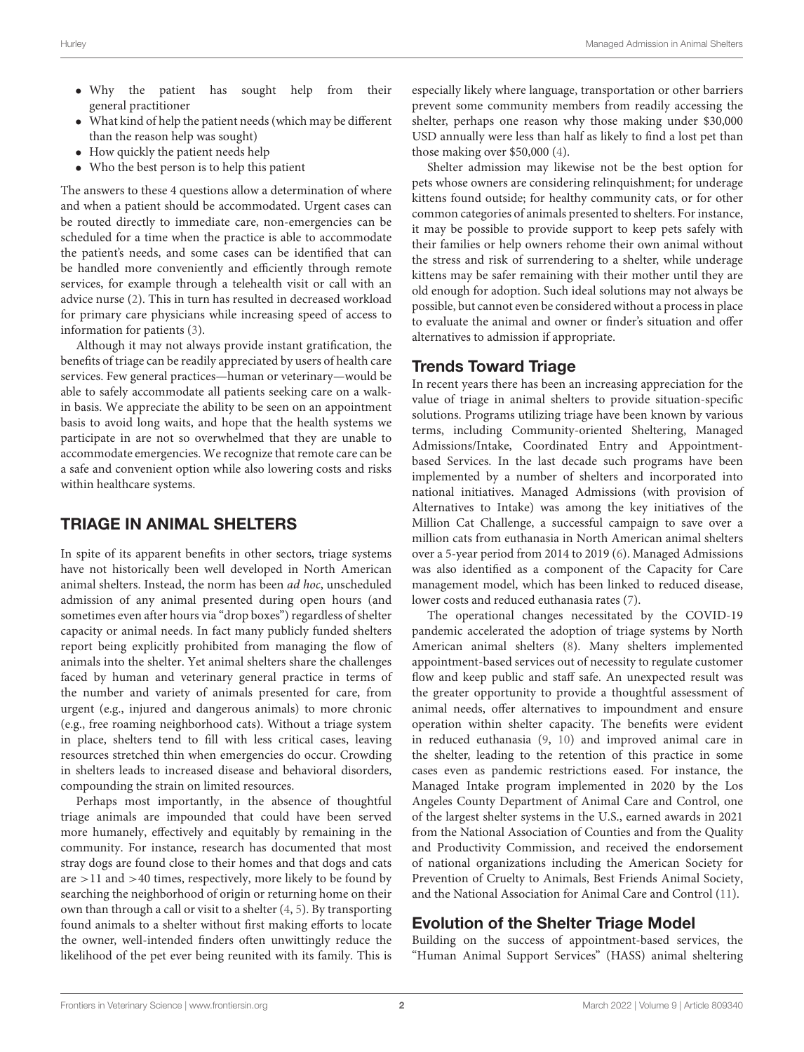- Why the patient has sought help from their general practitioner
- What kind of help the patient needs (which may be different than the reason help was sought)
- How quickly the patient needs help
- Who the best person is to help this patient

The answers to these 4 questions allow a determination of where and when a patient should be accommodated. Urgent cases can be routed directly to immediate care, non-emergencies can be scheduled for a time when the practice is able to accommodate the patient's needs, and some cases can be identified that can be handled more conveniently and efficiently through remote services, for example through a telehealth visit or call with an advice nurse (2). This in turn has resulted in decreased workload for primary care physicians while increasing speed of access to information for patients (3).

Although it may not always provide instant gratification, the benefits of triage can be readily appreciated by users of health care services. Few general practices—human or veterinary—would be able to safely accommodate all patients seeking care on a walk-in basis. We appreciate the ability to be seen on an appointment basis to avoid long waits, and hope that the health systems we participate in are not so overwhelmed that they are unable to accommodate emergencies. We recognize that remote care can be a safe and convenient option while also lowering costs and risks within healthcare systems.

## TRIAGE IN ANIMAL SHELTERS

In spite of its apparent benefits in other sectors, triage systems have not historically been well developed in North American animal shelters. Instead, the norm has been *ad hoc*, unscheduled admission of any animal presented during open hours (and sometimes even after hours via "drop boxes") regardless of shelter capacity or animal needs. In fact many publicly funded shelters report being explicitly prohibited from managing the flow of animals into the shelter. Yet animal shelters share the challenges faced by human and veterinary general practice in terms of the number and variety of animals presented for care, from urgent (e.g., injured and dangerous animals) to more chronic (e.g., free roaming neighborhood cats). Without a triage system in place, shelters tend to fill with less critical cases, leaving resources stretched thin when emergencies do occur. Crowding in shelters leads to increased disease and behavioral disorders, compounding the strain on limited resources.

Perhaps most importantly, in the absence of thoughtful triage animals are impounded that could have been served more humanely, effectively and equitably by remaining in the community. For instance, research has documented that most stray dogs are found close to their homes and that dogs and cats are >11 and >40 times, respectively, more likely to be found by searching the neighborhood of origin or returning home on their own than through a call or visit to a shelter (4, 5). By transporting found animals to a shelter without first making efforts to locate the owner, well-intended finders often unwittingly reduce the likelihood of the pet ever being reunited with its family. This is especially likely where language, transportation or other barriers prevent some community members from readily accessing the shelter, perhaps one reason why those making under $30,000 USD annually were less than half as likely to find a lost pet than those making over $50,000 (4).

Shelter admission may likewise not be the best option for pets whose owners are considering relinquishment; for underage kittens found outside; for healthy community cats, or for other common categories of animals presented to shelters. For instance, it may be possible to provide support to keep pets safely with their families or help owners rehome their own animal without the stress and risk of surrendering to a shelter, while underage kittens may be safer remaining with their mother until they are old enough for adoption. Such ideal solutions may not always be possible, but cannot even be considered without a process in place to evaluate the animal and owner or finder's situation and offer alternatives to admission if appropriate.

### Trends Toward Triage

In recent years there has been an increasing appreciation for the value of triage in animal shelters to provide situation-specific solutions. Programs utilizing triage have been known by various terms, including Community-oriented Sheltering, Managed Admissions/Intake, Coordinated Entry and Appointment-based Services. In the last decade such programs have been implemented by a number of shelters and incorporated into national initiatives. Managed Admissions (with provision of Alternatives to Intake) was among the key initiatives of the Million Cat Challenge, a successful campaign to save over a million cats from euthanasia in North American animal shelters over a 5-year period from 2014 to 2019 (6). Managed Admissions was also identified as a component of the Capacity for Care management model, which has been linked to reduced disease, lower costs and reduced euthanasia rates (7).

The operational changes necessitated by the COVID-19 pandemic accelerated the adoption of triage systems by North American animal shelters (8). Many shelters implemented appointment-based services out of necessity to regulate customer flow and keep public and staff safe. An unexpected result was the greater opportunity to provide a thoughtful assessment of animal needs, offer alternatives to impoundment and ensure operation within shelter capacity. The benefits were evident in reduced euthanasia (9, 10) and improved animal care in the shelter, leading to the retention of this practice in some cases even as pandemic restrictions eased. For instance, the Managed Intake program implemented in 2020 by the Los Angeles County Department of Animal Care and Control, one of the largest shelter systems in the U.S., earned awards in 2021 from the National Association of Counties and from the Quality and Productivity Commission, and received the endorsement of national organizations including the American Society for Prevention of Cruelty to Animals, Best Friends Animal Society, and the National Association for Animal Care and Control (11).

### Evolution of the Shelter Triage Model

Building on the success of appointment-based services, the "Human Animal Support Services" (HASS) animal sheltering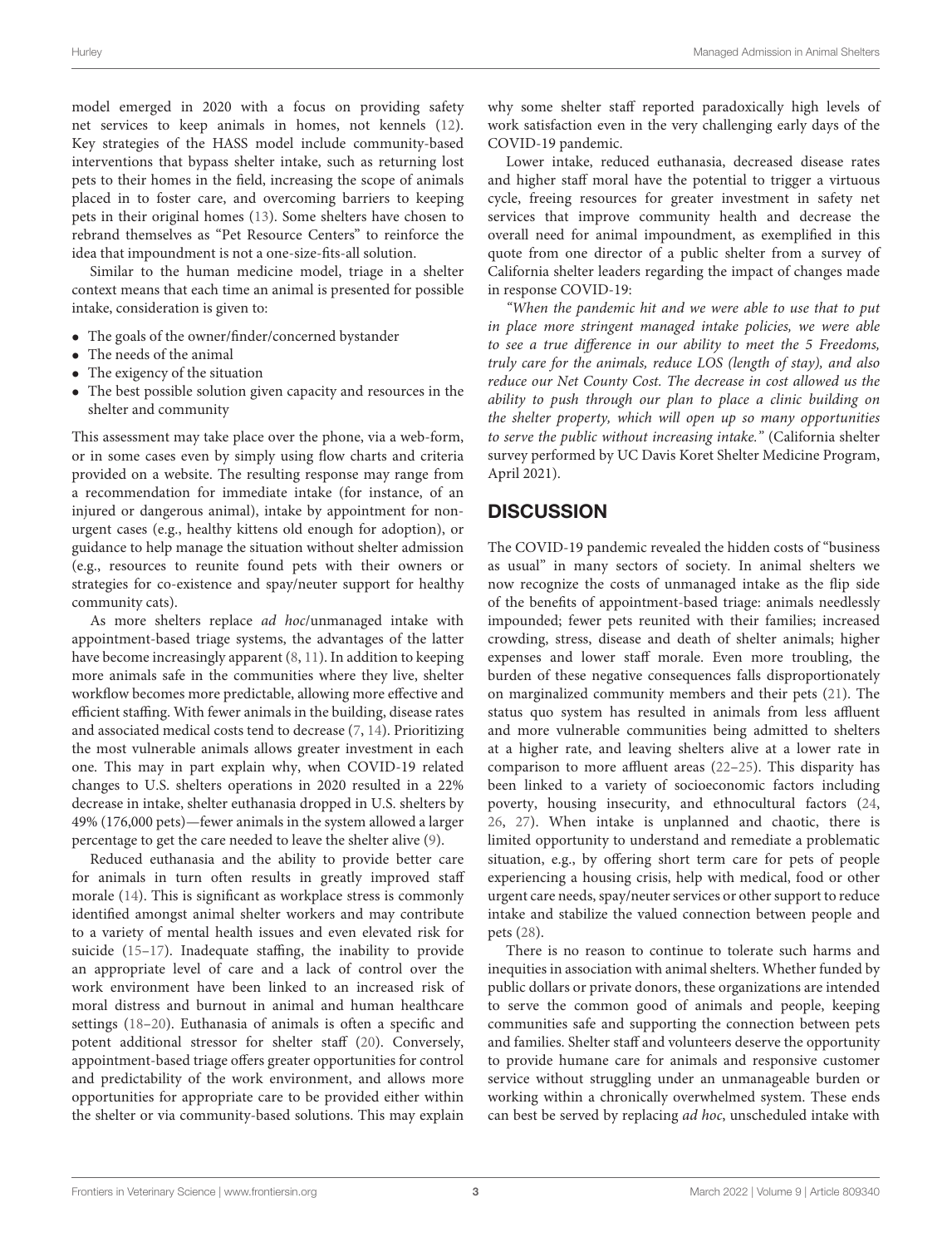model emerged in 2020 with a focus on providing safety net services to keep animals in homes, not kennels (12). Key strategies of the HASS model include community-based interventions that bypass shelter intake, such as returning lost pets to their homes in the field, increasing the scope of animals placed in to foster care, and overcoming barriers to keeping pets in their original homes (13). Some shelters have chosen to rebrand themselves as "Pet Resource Centers" to reinforce the idea that impoundment is not a one-size-fits-all solution.

Similar to the human medicine model, triage in a shelter context means that each time an animal is presented for possible intake, consideration is given to:

- The goals of the owner/finder/concerned bystander
- The needs of the animal
- The exigency of the situation
- The best possible solution given capacity and resources in the shelter and community

This assessment may take place over the phone, via a web-form, or in some cases even by simply using flow charts and criteria provided on a website. The resulting response may range from a recommendation for immediate intake (for instance, of an injured or dangerous animal), intake by appointment for non-urgent cases (e.g., healthy kittens old enough for adoption), or guidance to help manage the situation without shelter admission (e.g., resources to reunite found pets with their owners or strategies for co-existence and spay/neuter support for healthy community cats).

As more shelters replace *ad hoc*/unmanaged intake with appointment-based triage systems, the advantages of the latter have become increasingly apparent (8, 11). In addition to keeping more animals safe in the communities where they live, shelter workflow becomes more predictable, allowing more effective and efficient staffing. With fewer animals in the building, disease rates and associated medical costs tend to decrease (7, 14). Prioritizing the most vulnerable animals allows greater investment in each one. This may in part explain why, when COVID-19 related changes to U.S. shelters operations in 2020 resulted in a 22% decrease in intake, shelter euthanasia dropped in U.S. shelters by 49% (176,000 pets)—fewer animals in the system allowed a larger percentage to get the care needed to leave the shelter alive (9).

Reduced euthanasia and the ability to provide better care for animals in turn often results in greatly improved staff morale (14). This is significant as workplace stress is commonly identified amongst animal shelter workers and may contribute to a variety of mental health issues and even elevated risk for suicide (15–17). Inadequate staffing, the inability to provide an appropriate level of care and a lack of control over the work environment have been linked to an increased risk of moral distress and burnout in animal and human healthcare settings (18–20). Euthanasia of animals is often a specific and potent additional stressor for shelter staff (20). Conversely, appointment-based triage offers greater opportunities for control and predictability of the work environment, and allows more opportunities for appropriate care to be provided either within the shelter or via community-based solutions. This may explain why some shelter staff reported paradoxically high levels of work satisfaction even in the very challenging early days of the COVID-19 pandemic.

Lower intake, reduced euthanasia, decreased disease rates and higher staff moral have the potential to trigger a virtuous cycle, freeing resources for greater investment in safety net services that improve community health and decrease the overall need for animal impoundment, as exemplified in this quote from one director of a public shelter from a survey of California shelter leaders regarding the impact of changes made in response COVID-19:

*"When the pandemic hit and we were able to use that to put in place more stringent managed intake policies, we were able to see a true difference in our ability to meet the 5 Freedoms, truly care for the animals, reduce LOS (length of stay), and also reduce our Net County Cost. The decrease in cost allowed us the ability to push through our plan to place a clinic building on the shelter property, which will open up so many opportunities to serve the public without increasing intake."* (California shelter survey performed by UC Davis Koret Shelter Medicine Program, April 2021).

## DISCUSSION

The COVID-19 pandemic revealed the hidden costs of "business as usual" in many sectors of society. In animal shelters we now recognize the costs of unmanaged intake as the flip side of the benefits of appointment-based triage: animals needlessly impounded; fewer pets reunited with their families; increased crowding, stress, disease and death of shelter animals; higher expenses and lower staff morale. Even more troubling, the burden of these negative consequences falls disproportionately on marginalized community members and their pets (21). The status quo system has resulted in animals from less affluent and more vulnerable communities being admitted to shelters at a higher rate, and leaving shelters alive at a lower rate in comparison to more affluent areas (22–25). This disparity has been linked to a variety of socioeconomic factors including poverty, housing insecurity, and ethnocultural factors (24, 26, 27). When intake is unplanned and chaotic, there is limited opportunity to understand and remediate a problematic situation, e.g., by offering short term care for pets of people experiencing a housing crisis, help with medical, food or other urgent care needs, spay/neuter services or other support to reduce intake and stabilize the valued connection between people and pets (28).

There is no reason to continue to tolerate such harms and inequities in association with animal shelters. Whether funded by public dollars or private donors, these organizations are intended to serve the common good of animals and people, keeping communities safe and supporting the connection between pets and families. Shelter staff and volunteers deserve the opportunity to provide humane care for animals and responsive customer service without struggling under an unmanageable burden or working within a chronically overwhelmed system. These ends can best be served by replacing *ad hoc*, unscheduled intake with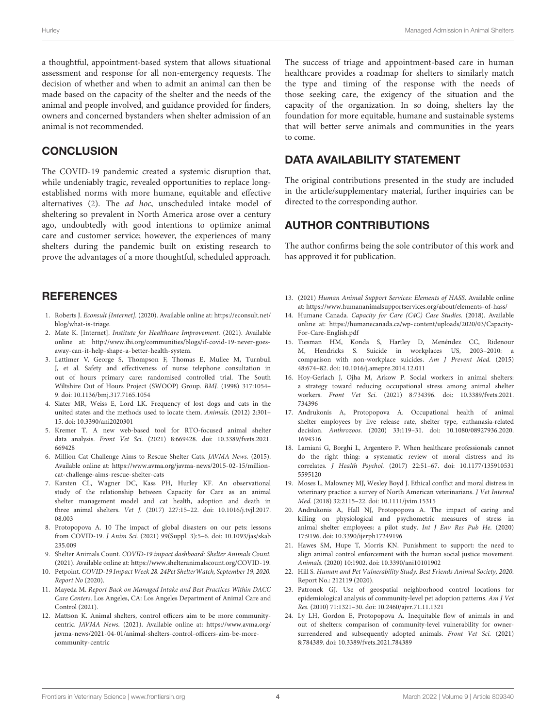a thoughtful, appointment-based system that allows situational assessment and response for all non-emergency requests. The decision of whether and when to admit an animal can then be made based on the capacity of the shelter and the needs of the animal and people involved, and guidance provided for finders, owners and concerned bystanders when shelter admission of an animal is not recommended.

## CONCLUSION

The COVID-19 pandemic created a systemic disruption that, while undeniably tragic, revealed opportunities to replace long-established norms with more humane, equitable and effective alternatives (2). The *ad hoc*, unscheduled intake model of sheltering so prevalent in North America arose over a century ago, undoubtedly with good intentions to optimize animal care and customer service; however, the experiences of many shelters during the pandemic built on existing research to prove the advantages of a more thoughtful, scheduled approach.

The success of triage and appointment-based care in human healthcare provides a roadmap for shelters to similarly match the type and timing of the response with the needs of those seeking care, the exigency of the situation and the capacity of the organization. In so doing, shelters lay the foundation for more equitable, humane and sustainable systems that will better serve animals and communities in the years to come.

## DATA AVAILABILITY STATEMENT

The original contributions presented in the study are included in the article/supplementary material, further inquiries can be directed to the corresponding author.

## AUTHOR CONTRIBUTIONS

The author confirms being the sole contributor of this work and has approved it for publication.

## REFERENCES

1. Roberts J. *Econsult [Internet].* (2020). Available online at: https://econsult.net/blog/what-is-triage.
2. Mate K. [Internet]. *Institute for Healthcare Improvement.* (2021). Available online at: http://www.ihi.org/communities/blogs/if-covid-19-never-goes-away-can-it-help-shape-a-better-health-system.
3. Lattimer V, George S, Thompson F, Thomas E, Mullee M, Turnbull J, et al. Safety and effectiveness of nurse telephone consultation in out of hours primary care: randomised controlled trial. The South Wiltshire Out of Hours Project (SWOOP) Group. *BMJ.* (1998) 317:1054–9. doi: 10.1136/bmj.317.7165.1054
4. Slater MR, Weiss E, Lord LK. Frequency of lost dogs and cats in the united states and the methods used to locate them. *Animals.* (2012) 2:301–15. doi: 10.3390/ani2020301
5. Kremer T. A new web-based tool for RTO-focused animal shelter data analysis. *Front Vet Sci.* (2021) 8:669428. doi: 10.3389/fvets.2021.669428
6. Million Cat Challenge Aims to Rescue Shelter Cats. *JAVMA News.* (2015). Available online at: https://www.avma.org/javma-news/2015-02-15/million-cat-challenge-aims-rescue-shelter-cats
7. Karsten CL, Wagner DC, Kass PH, Hurley KF. An observational study of the relationship between Capacity for Care as an animal shelter management model and cat health, adoption and death in three animal shelters. *Vet J.* (2017) 227:15–22. doi: 10.1016/j.tvjl.2017.08.003
8. Protopopova A. 10 The impact of global disasters on our pets: lessons from COVID-19. *J Anim Sci.* (2021) 99(Suppl. 3):5–6. doi: 10.1093/jas/skab235.009
9. Shelter Animals Count. *COVID-19 impact dashboard: Shelter Animals Count.* (2021). Available online at: https://www.shelteranimalscount.org/COVID-19.
10. Petpoint. *COVID-19 Impact Week 28. 24Pet ShelterWatch, September 19, 2020. Report No* (2020).
11. Mayeda M. *Report Back on Managed Intake and Best Practices Within DACC Care Centers*. Los Angeles, CA: Los Angeles Department of Animal Care and Control (2021).
12. Mattson K. Animal shelters, control officers aim to be more community-centric. *JAVMA News.* (2021). Available online at: https://www.avma.org/javma-news/2021-04-01/animal-shelters-control-officers-aim-be-more-community-centric
13. (2021) *Human Animal Support Services: Elements of HASS*. Available online at: https://www.humananimalsupportservices.org/about/elements-of-hass/
14. Humane Canada. *Capacity for Care (C4C) Case Studies.* (2018). Available online at: https://humanecanada.ca/wp-content/uploads/2020/03/Capacity-For-Care-English.pdf
15. Tiesman HM, Konda S, Hartley D, Menéndez CC, Ridenour M, Hendricks S. Suicide in workplaces US, 2003–2010: a comparison with non-workplace suicides. *Am J Prevent Med.* (2015) 48:674–82. doi: 10.1016/j.amepre.2014.12.011
16. Hoy-Gerlach J, Ojha M, Arkow P. Social workers in animal shelters: a strategy toward reducing occupational stress among animal shelter workers. *Front Vet Sci.* (2021) 8:734396. doi: 10.3389/fvets.2021.734396
17. Andrukonis A, Protopopova A. Occupational health of animal shelter employees by live release rate, shelter type, euthanasia-related decision. *Anthrozoos.* (2020) 33:119–31. doi: 10.1080/08927936.2020.1694316
18. Lamiani G, Borghi L, Argentero P. When healthcare professionals cannot do the right thing: a systematic review of moral distress and its correlates. *J Health Psychol.* (2017) 22:51–67. doi: 10.1177/1359105315595120
19. Moses L, Malowney MJ, Wesley Boyd J. Ethical conflict and moral distress in veterinary practice: a survey of North American veterinarians. *J Vet Internal Med.* (2018) 32:2115–22. doi: 10.1111/jvim.15315
20. Andrukonis A, Hall NJ, Protopopova A. The impact of caring and killing on physiological and psychometric measures of stress in animal shelter employees: a pilot study. *Int J Env Res Pub He.* (2020) 17:9196. doi: 10.3390/ijerph17249196
21. Hawes SM, Hupe T, Morris KN. Punishment to support: the need to align animal control enforcement with the human social justice movement. *Animals.* (2020) 10:1902. doi: 10.3390/ani10101902
22. Hill S. *Human and Pet Vulnerability Study. Best Friends Animal Society, 2020.* Report No.: 212119 (2020).
23. Patronek GJ. Use of geospatial neighborhood control locations for epidemiological analysis of community-level pet adoption patterns. *Am J Vet Res.* (2010) 71:1321–30. doi: 10.2460/ajvr.71.11.1321
24. Ly LH, Gordon E, Protopopova A. Inequitable flow of animals in and out of shelters: comparison of community-level vulnerability for owner-surrendered and subsequently adopted animals. *Front Vet Sci.* (2021) 8:784389. doi: 10.3389/fvets.2021.784389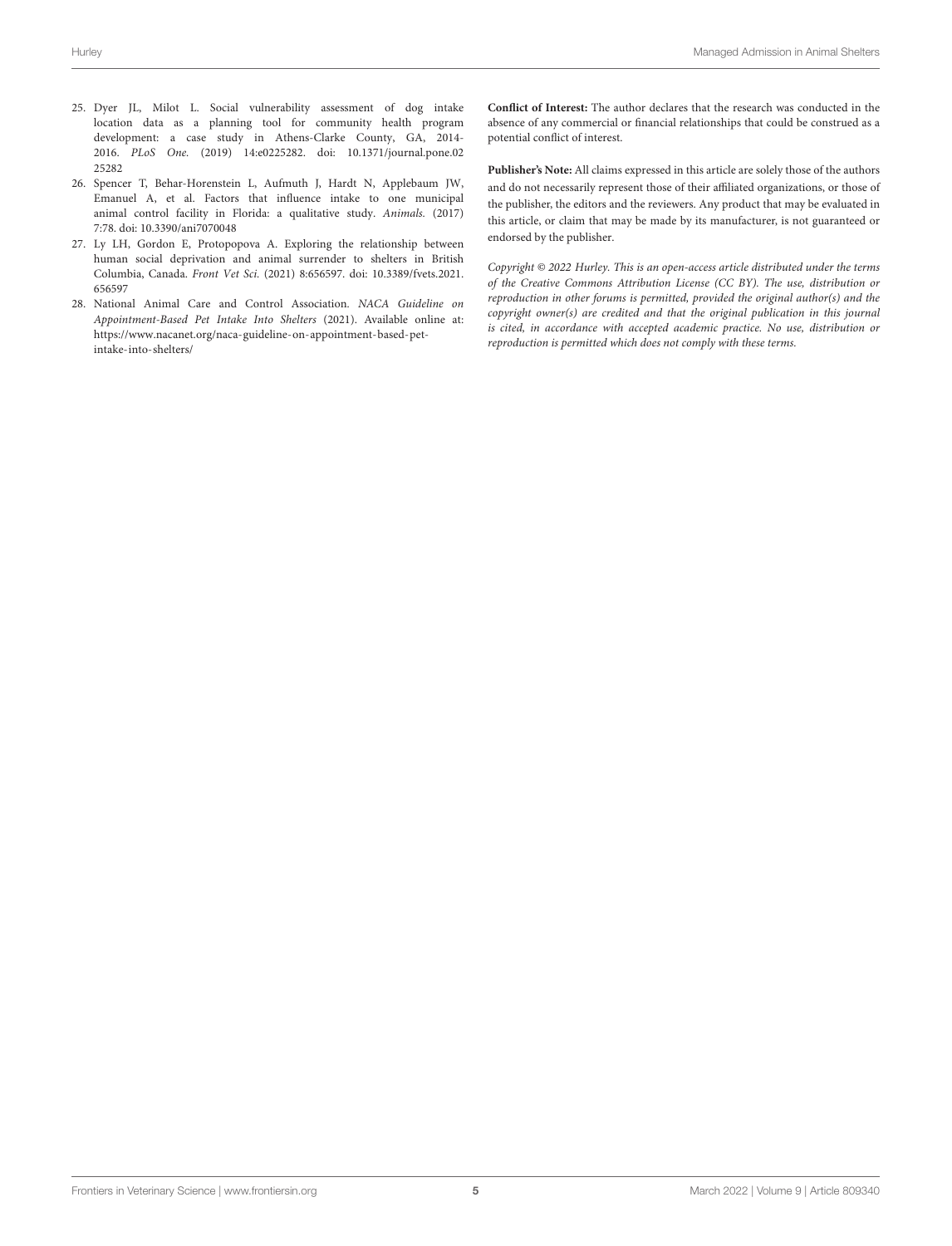25. Dyer JL, Milot L. Social vulnerability assessment of dog intake location data as a planning tool for community health program development: a case study in Athens-Clarke County, GA, 2014-2016. *PLoS One.* (2019) 14:e0225282. doi: 10.1371/journal.pone.0225282
26. Spencer T, Behar-Horenstein L, Aufmuth J, Hardt N, Applebaum JW, Emanuel A, et al. Factors that influence intake to one municipal animal control facility in Florida: a qualitative study. *Animals.* (2017) 7:78. doi: 10.3390/ani7070048
27. Ly LH, Gordon E, Protopopova A. Exploring the relationship between human social deprivation and animal surrender to shelters in British Columbia, Canada. *Front Vet Sci.* (2021) 8:656597. doi: 10.3389/fvets.2021.656597
28. National Animal Care and Control Association. *NACA Guideline on Appointment-Based Pet Intake Into Shelters* (2021). Available online at: https://www.nacanet.org/naca-guideline-on-appointment-based-pet-intake-into-shelters/

**Conflict of Interest:** The author declares that the research was conducted in the absence of any commercial or financial relationships that could be construed as a potential conflict of interest.

**Publisher's Note:** All claims expressed in this article are solely those of the authors and do not necessarily represent those of their affiliated organizations, or those of the publisher, the editors and the reviewers. Any product that may be evaluated in this article, or claim that may be made by its manufacturer, is not guaranteed or endorsed by the publisher.

*Copyright © 2022 Hurley. This is an open-access article distributed under the terms of the Creative Commons Attribution License (CC BY). The use, distribution or reproduction in other forums is permitted, provided the original author(s) and the copyright owner(s) are credited and that the original publication in this journal is cited, in accordance with accepted academic practice. No use, distribution or reproduction is permitted which does not comply with these terms.*